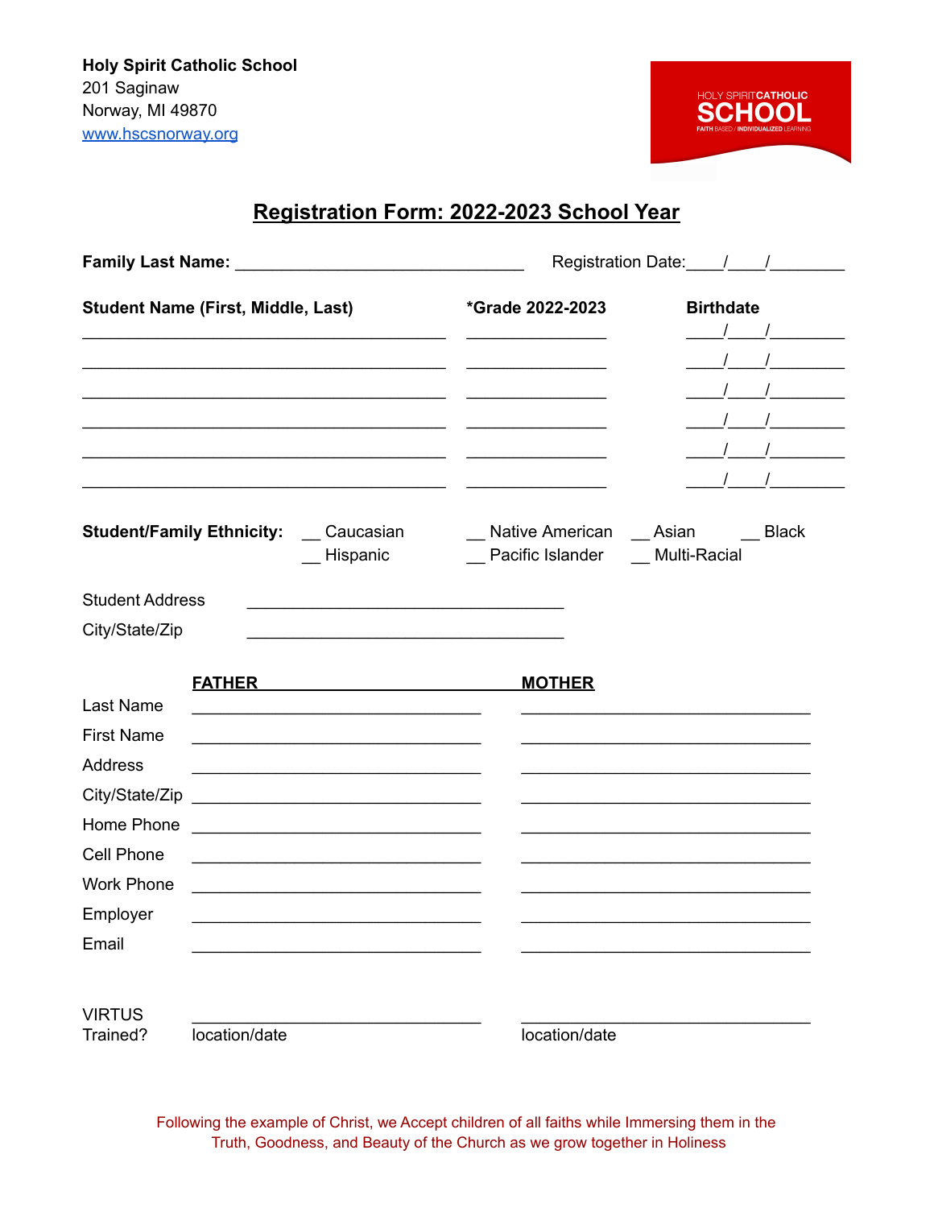**Holy Spirit Catholic School**
201 Saginaw
Norway, MI 49870
www.hscsnorway.org

HOLY SPIRIT CATHOLIC SCHOOL
FAITH BASED / INDIVIDUALIZED LEARNING

# Registration Form: 2022-2023 School Year

**Family Last Name:** ______________________________ Registration Date:____/____/________

| **Student Name (First, Middle, Last)** | ***Grade 2022-2023** | **Birthdate** |
|---|---|---|
| ______________________________ | ____________ | ____/____/________ |
| ______________________________ | ____________ | ____/____/________ |
| ______________________________ | ____________ | ____/____/________ |
| ______________________________ | ____________ | ____/____/________ |
| ______________________________ | ____________ | ____/____/________ |
| ______________________________ | ____________ | ____/____/________ |

**Student/Family Ethnicity:** __ Caucasian __ Native American __ Asian __ Black
__ Hispanic __ Pacific Islander __ Multi-Racial

Student Address ______________________________
City/State/Zip ______________________________

| | **FATHER** | **MOTHER** |
|---|---|---|
| Last Name | ______________________ | ______________________ |
| First Name | ______________________ | ______________________ |
| Address | ______________________ | ______________________ |
| City/State/Zip | ______________________ | ______________________ |
| Home Phone | ______________________ | ______________________ |
| Cell Phone | ______________________ | ______________________ |
| Work Phone | ______________________ | ______________________ |
| Employer | ______________________ | ______________________ |
| Email | ______________________ | ______________________ |
| VIRTUS Trained? | ______________________ location/date | ______________________ location/date |

Following the example of Christ, we Accept children of all faiths while Immersing them in the Truth, Goodness, and Beauty of the Church as we grow together in Holiness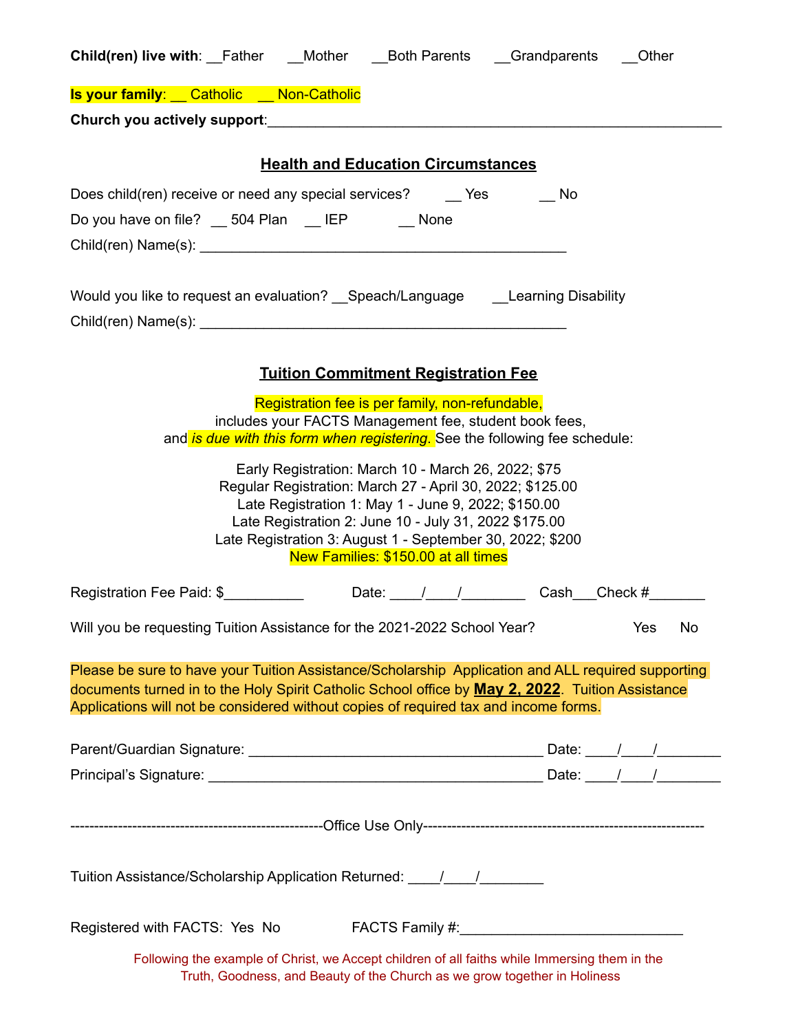**Child(ren) live with**: __Father __Mother __Both Parents __Grandparents __Other

**Is your family**: __ Catholic __ Non-Catholic

**Church you actively support**:___________________________________________________________

## Health and Education Circumstances

Does child(ren) receive or need any special services? __ Yes __ No

Do you have on file? __ 504 Plan __ IEP __ None

Child(ren) Name(s): ________________________________________________

Would you like to request an evaluation? __Speach/Language __Learning Disability

Child(ren) Name(s): ________________________________________________

## Tuition Commitment Registration Fee

Registration fee is per family, non-refundable, includes your FACTS Management fee, student book fees, and *is due with this form when registering.* See the following fee schedule:

Early Registration: March 10 - March 26, 2022; $75
Regular Registration: March 27 - April 30, 2022; $125.00
Late Registration 1: May 1 - June 9, 2022; $150.00
Late Registration 2: June 10 - July 31, 2022 $175.00
Late Registration 3: August 1 - September 30, 2022; $200
New Families: $150.00 at all times

Registration Fee Paid: $__________ Date: ____/____/________ Cash___Check #_______

Will you be requesting Tuition Assistance for the 2021-2022 School Year? Yes No

Please be sure to have your Tuition Assistance/Scholarship Application and ALL required supporting documents turned in to the Holy Spirit Catholic School office by **May 2, 2022**. Tuition Assistance Applications will not be considered without copies of required tax and income forms.

Parent/Guardian Signature: ______________________________________ Date: ____/____/________

Principal's Signature: ____________________________________________ Date: ____/____/________

---------------------------------------------------Office Use Only---------------------------------------------------------

Tuition Assistance/Scholarship Application Returned: ____/____/________

Registered with FACTS: Yes No FACTS Family #:____________________________

Following the example of Christ, we Accept children of all faiths while Immersing them in the Truth, Goodness, and Beauty of the Church as we grow together in Holiness